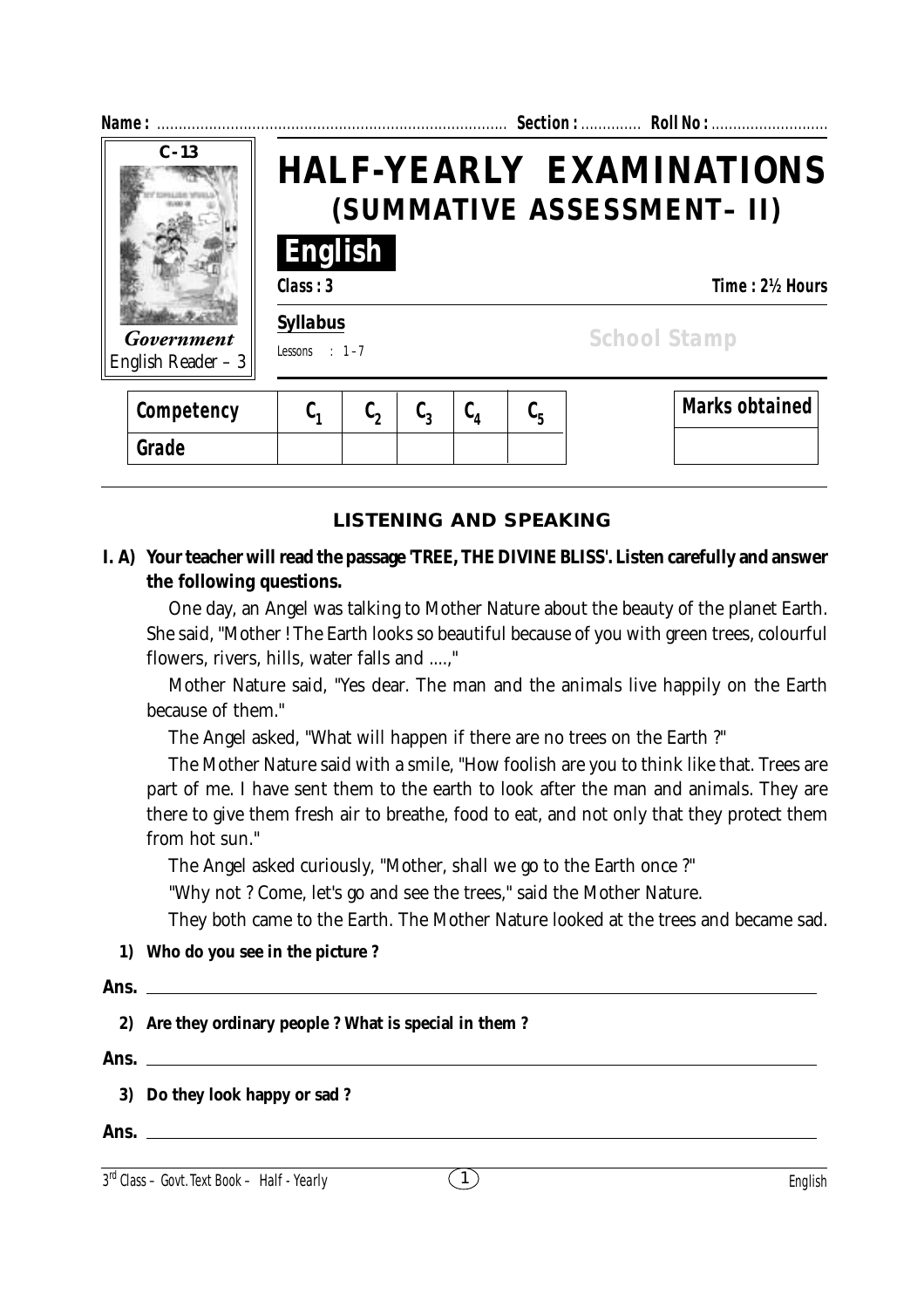**Name :** ................................................................................ **Section :** ............. **Roll No :** ...........................

C-13

*Government*
English Reader – 3

# HALF-YEARLY EXAMINATIONS
## (SUMMATIVE ASSESSMENT– II)

## English

**Class : 3** **Time : 2½ Hours**

**Syllabus**

Lessons : 1 – 7

School Stamp

| Competency | $C_1$ | $C_2$ | $C_3$ | $C_4$ | $C_5$ |
|---|---|---|---|---|---|
| Grade | | | | | |

| Marks obtained |
|---|
| |

### LISTENING AND SPEAKING

**I. A) Your teacher will read the passage 'TREE, THE DIVINE BLISS'. Listen carefully and answer the following questions.**

One day, an Angel was talking to Mother Nature about the beauty of the planet Earth. She said, "Mother ! The Earth looks so beautiful because of you with green trees, colourful flowers, rivers, hills, water falls and ....,"

Mother Nature said, "Yes dear. The man and the animals live happily on the Earth because of them."

The Angel asked, "What will happen if there are no trees on the Earth ?"

The Mother Nature said with a smile, "How foolish are you to think like that. Trees are part of me. I have sent them to the earth to look after the man and animals. They are there to give them fresh air to breathe, food to eat, and not only that they protect them from hot sun."

The Angel asked curiously, "Mother, shall we go to the Earth once ?"

"Why not ? Come, let's go and see the trees," said the Mother Nature.

They both came to the Earth. The Mother Nature looked at the trees and became sad.

**1) Who do you see in the picture ?**

**Ans.** ______________________________________________

**2) Are they ordinary people ? What is special in them ?**

**Ans.** ______________________________________________

**3) Do they look happy or sad ?**

**Ans.** ______________________________________________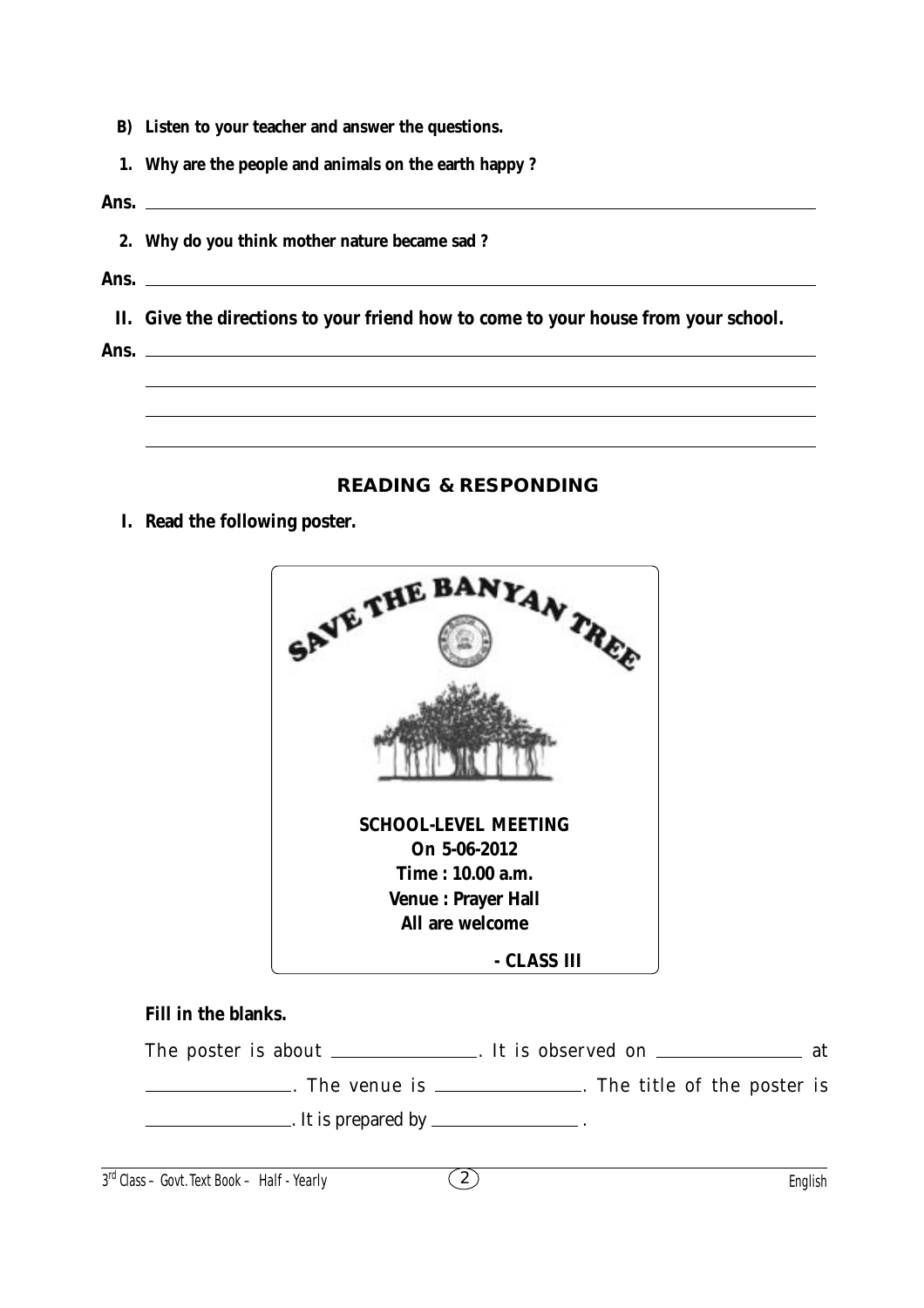**B) Listen to your teacher and answer the questions.**

**1. Why are the people and animals on the earth happy ?**

**Ans.** ______________________________________________________________

**2. Why do you think mother nature became sad ?**

**Ans.** ______________________________________________________________

**II. Give the directions to your friend how to come to your house from your school.**

**Ans.** ______________________________________________________________

______________________________________________________________

______________________________________________________________

______________________________________________________________

## READING & RESPONDING

**I. Read the following poster.**

**SAVE THE BANYAN TREE**

**SCHOOL-LEVEL MEETING**
**On 5-06-2012**
**Time : 10.00 a.m.**
**Venue : Prayer Hall**
**All are welcome**

**- CLASS III**

**Fill in the blanks.**

The poster is about ______________. It is observed on ______________ at ______________. The venue is ______________. The title of the poster is ______________. It is prepared by ______________ .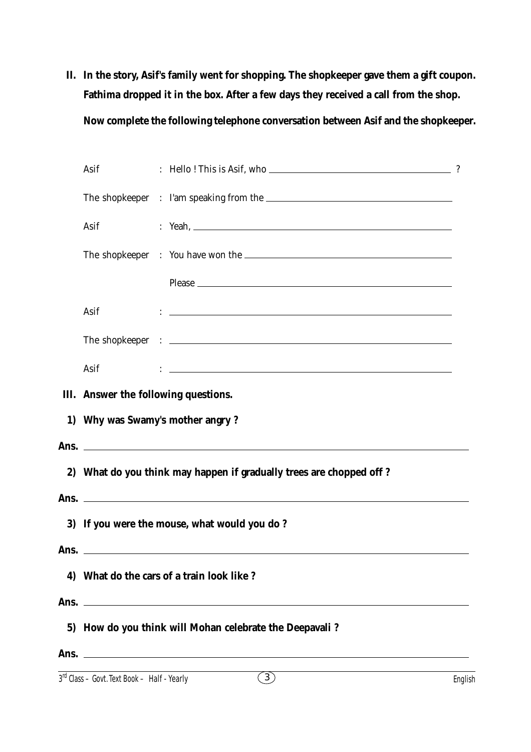**II. In the story, Asif's family went for shopping. The shopkeeper gave them a gift coupon. Fathima dropped it in the box. After a few days they received a call from the shop.**

**Now complete the following telephone conversation between Asif and the shopkeeper.**

Asif : Hello ! This is Asif, who ______________________ ?

The shopkeeper : I'am speaking from the ______________________

Asif : Yeah, ______________________

The shopkeeper : You have won the ______________________

Please ______________________

Asif : ______________________

The shopkeeper : ______________________

Asif : ______________________

**III. Answer the following questions.**

**1) Why was Swamy's mother angry ?**

**Ans.** ______________________

**2) What do you think may happen if gradually trees are chopped off ?**

**Ans.** ______________________

**3) If you were the mouse, what would you do ?**

**Ans.** ______________________

**4) What do the cars of a train look like ?**

**Ans.** ______________________

**5) How do you think will Mohan celebrate the Deepavali ?**

**Ans.** ______________________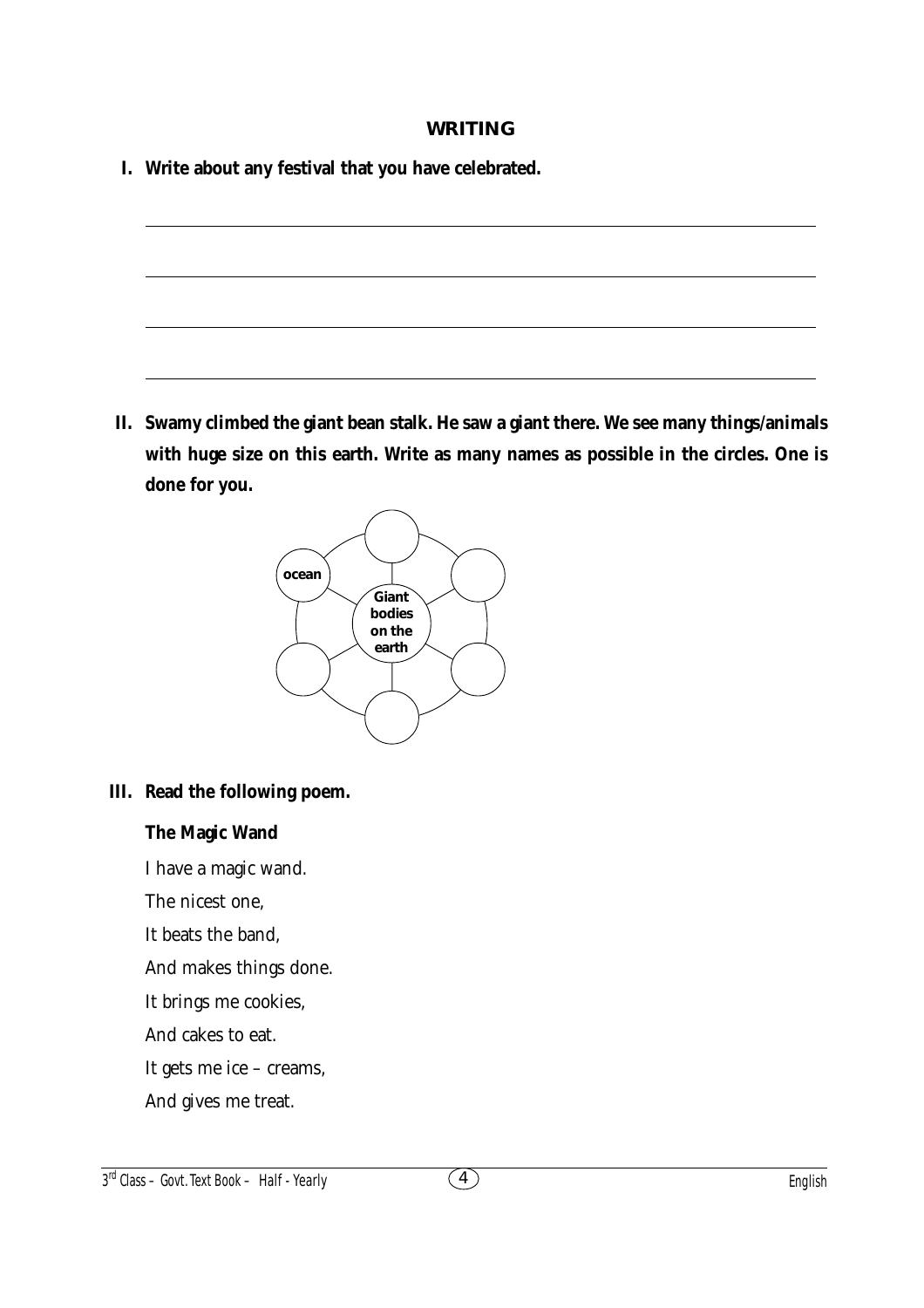## WRITING

**I. Write about any festival that you have celebrated.**

______________________________________________

______________________________________________

______________________________________________

______________________________________________

**II. Swamy climbed the giant bean stalk. He saw a giant there. We see many things/animals with huge size on this earth. Write as many names as possible in the circles. One is done for you.**

Giant bodies on the earth

ocean

**III. Read the following poem.**

**The Magic Wand**

I have a magic wand.

The nicest one,

It beats the band,

And makes things done.

It brings me cookies,

And cakes to eat.

It gets me ice – creams,

And gives me treat.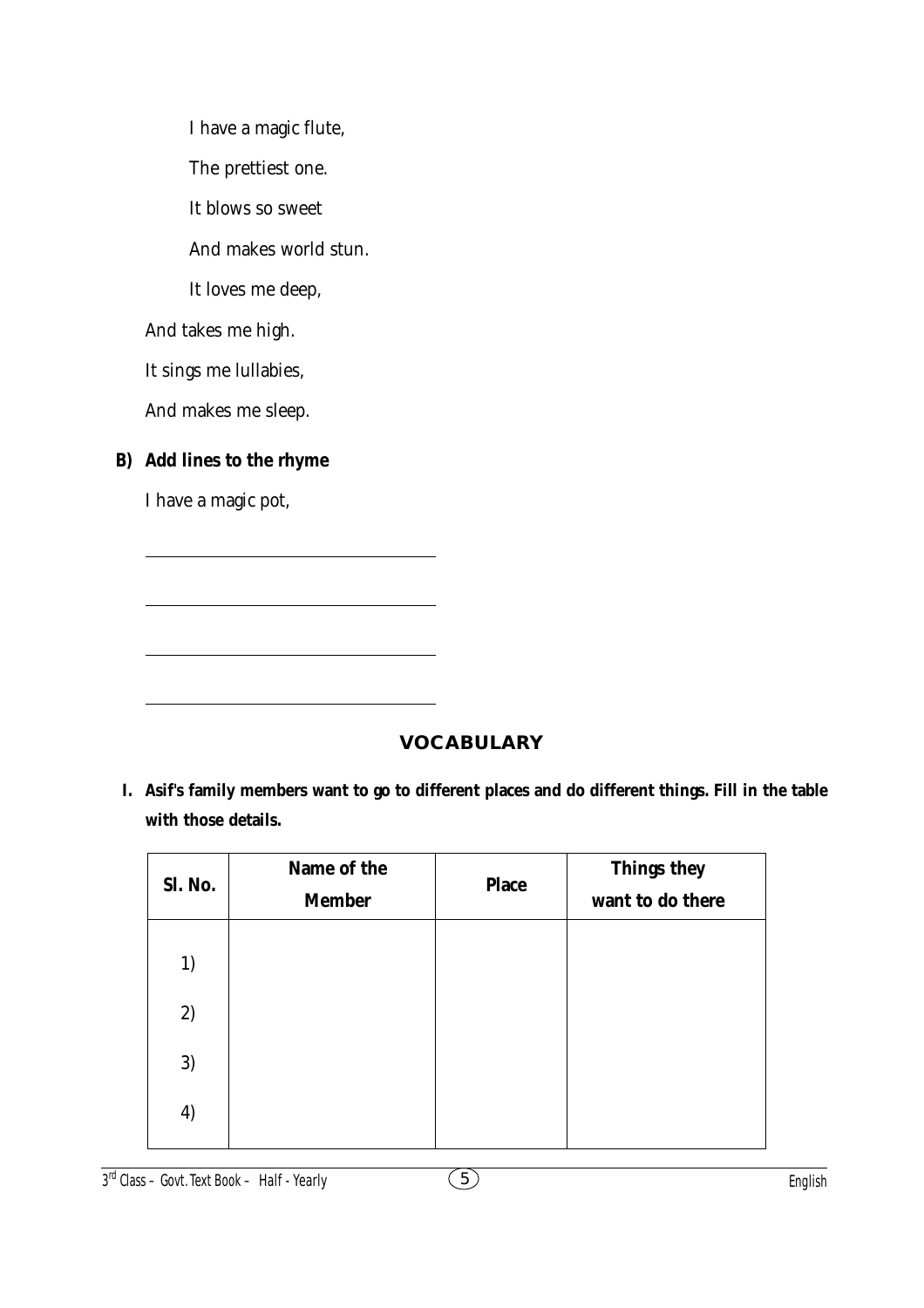I have a magic flute,

The prettiest one.

It blows so sweet

And makes world stun.

It loves me deep,

And takes me high.

It sings me lullabies,

And makes me sleep.

**B) Add lines to the rhyme**

I have a magic pot,

______________________________

______________________________

______________________________

______________________________

## VOCABULARY

**I. Asif's family members want to go to different places and do different things. Fill in the table with those details.**

| Sl. No. | Name of the Member | Place | Things they want to do there |
|---|---|---|---|
| 1) | | | |
| 2) | | | |
| 3) | | | |
| 4) | | | |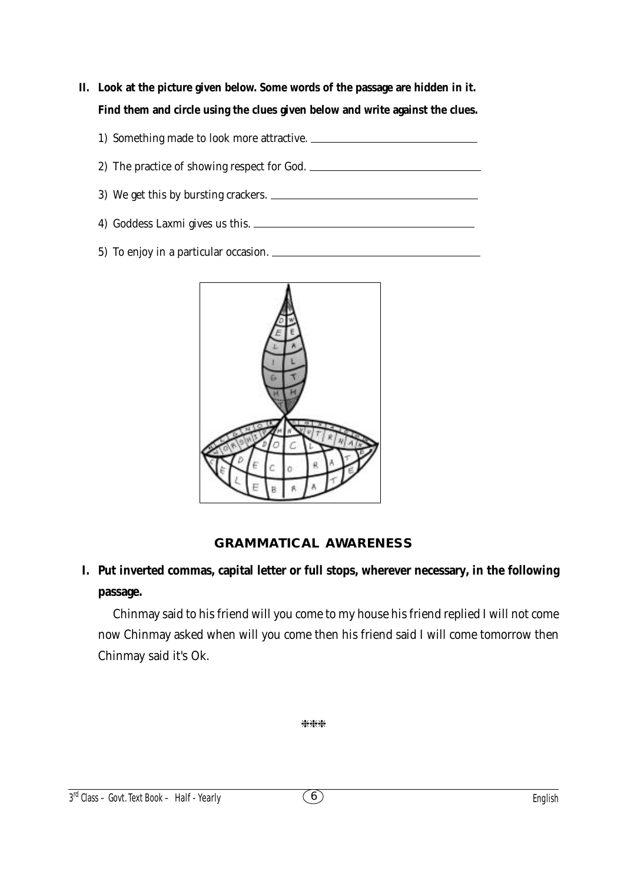**II. Look at the picture given below. Some words of the passage are hidden in it. Find them and circle using the clues given below and write against the clues.**

1) Something made to look more attractive. ______________________

2) The practice of showing respect for God. ______________________

3) We get this by bursting crackers. ______________________

4) Goddess Laxmi gives us this. ______________________

5) To enjoy in a particular occasion. ______________________

## GRAMMATICAL AWARENESS

**I. Put inverted commas, capital letter or full stops, wherever necessary, in the following passage.**

Chinmay said to his friend will you come to my house his friend replied I will not come now Chinmay asked when will you come then his friend said I will come tomorrow then Chinmay said it's Ok.

***